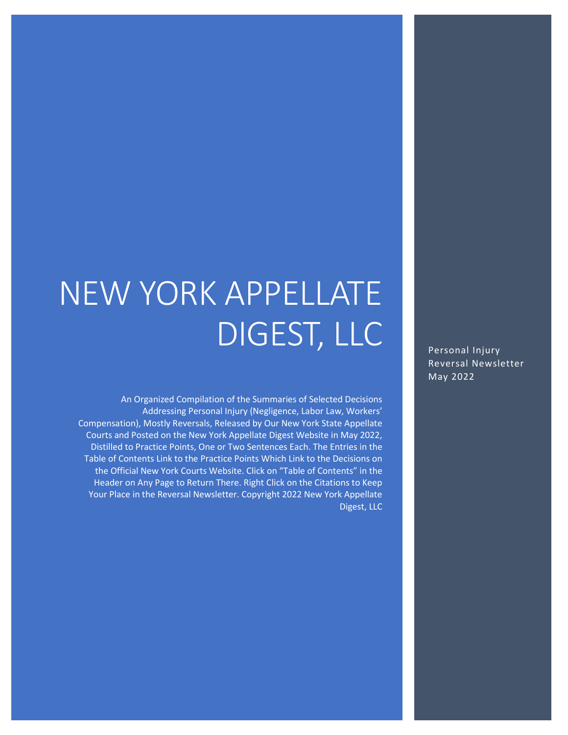# NEW YORK APPELLATE DIGEST, LLC

Personal Injury Reversal Newsletter May 2022

An Organized Compilation of the Summaries of Selected Decisions Addressing Personal Injury (Negligence, Labor Law, Workers' Compensation), Mostly Reversals, Released by Our New York State Appellate Courts and Posted on the New York Appellate Digest Website in May 2022, Distilled to Practice Points, One or Two Sentences Each. The Entries in the Table of Contents Link to the Practice Points Which Link to the Decisions on the Official New York Courts Website. Click on "Table of Contents" in the Header on Any Page to Return There. Right Click on the Citations to Keep Your Place in the Reversal Newsletter. Copyright 2022 New York Appellate Digest, LLC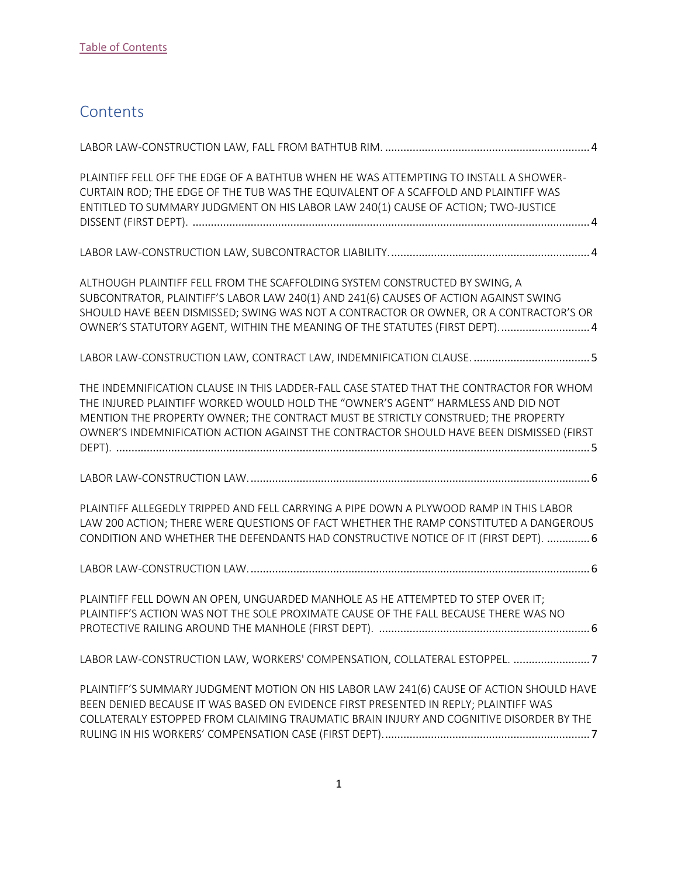[Table of Contents](#)

# Contents

LABOR LAW-CONSTRUCTION LAW, FALL FROM BATHTUB RIM. .......... 4

PLAINTIFF FELL OFF THE EDGE OF A BATHTUB WHEN HE WAS ATTEMPTING TO INSTALL A SHOWER-CURTAIN ROD; THE EDGE OF THE TUB WAS THE EQUIVALENT OF A SCAFFOLD AND PLAINTIFF WAS ENTITLED TO SUMMARY JUDGMENT ON HIS LABOR LAW 240(1) CAUSE OF ACTION; TWO-JUSTICE DISSENT (FIRST DEPT). .......... 4

LABOR LAW-CONSTRUCTION LAW, SUBCONTRACTOR LIABILITY. .......... 4

ALTHOUGH PLAINTIFF FELL FROM THE SCAFFOLDING SYSTEM CONSTRUCTED BY SWING, A SUBCONTRATOR, PLAINTIFF'S LABOR LAW 240(1) AND 241(6) CAUSES OF ACTION AGAINST SWING SHOULD HAVE BEEN DISMISSED; SWING WAS NOT A CONTRACTOR OR OWNER, OR A CONTRACTOR'S OR OWNER'S STATUTORY AGENT, WITHIN THE MEANING OF THE STATUTES (FIRST DEPT). .......... 4

LABOR LAW-CONSTRUCTION LAW, CONTRACT LAW, INDEMNIFICATION CLAUSE. .......... 5

THE INDEMNIFICATION CLAUSE IN THIS LADDER-FALL CASE STATED THAT THE CONTRACTOR FOR WHOM THE INJURED PLAINTIFF WORKED WOULD HOLD THE "OWNER'S AGENT" HARMLESS AND DID NOT MENTION THE PROPERTY OWNER; THE CONTRACT MUST BE STRICTLY CONSTRUED; THE PROPERTY OWNER'S INDEMNIFICATION ACTION AGAINST THE CONTRACTOR SHOULD HAVE BEEN DISMISSED (FIRST DEPT). .......... 5

LABOR LAW-CONSTRUCTION LAW. .......... 6

PLAINTIFF ALLEGEDLY TRIPPED AND FELL CARRYING A PIPE DOWN A PLYWOOD RAMP IN THIS LABOR LAW 200 ACTION; THERE WERE QUESTIONS OF FACT WHETHER THE RAMP CONSTITUTED A DANGEROUS CONDITION AND WHETHER THE DEFENDANTS HAD CONSTRUCTIVE NOTICE OF IT (FIRST DEPT). .......... 6

LABOR LAW-CONSTRUCTION LAW. .......... 6

PLAINTIFF FELL DOWN AN OPEN, UNGUARDED MANHOLE AS HE ATTEMPTED TO STEP OVER IT; PLAINTIFF'S ACTION WAS NOT THE SOLE PROXIMATE CAUSE OF THE FALL BECAUSE THERE WAS NO PROTECTIVE RAILING AROUND THE MANHOLE (FIRST DEPT). .......... 6

LABOR LAW-CONSTRUCTION LAW, WORKERS' COMPENSATION, COLLATERAL ESTOPPEL. .......... 7

PLAINTIFF'S SUMMARY JUDGMENT MOTION ON HIS LABOR LAW 241(6) CAUSE OF ACTION SHOULD HAVE BEEN DENIED BECAUSE IT WAS BASED ON EVIDENCE FIRST PRESENTED IN REPLY; PLAINTIFF WAS COLLATERALY ESTOPPED FROM CLAIMING TRAUMATIC BRAIN INJURY AND COGNITIVE DISORDER BY THE RULING IN HIS WORKERS' COMPENSATION CASE (FIRST DEPT). .......... 7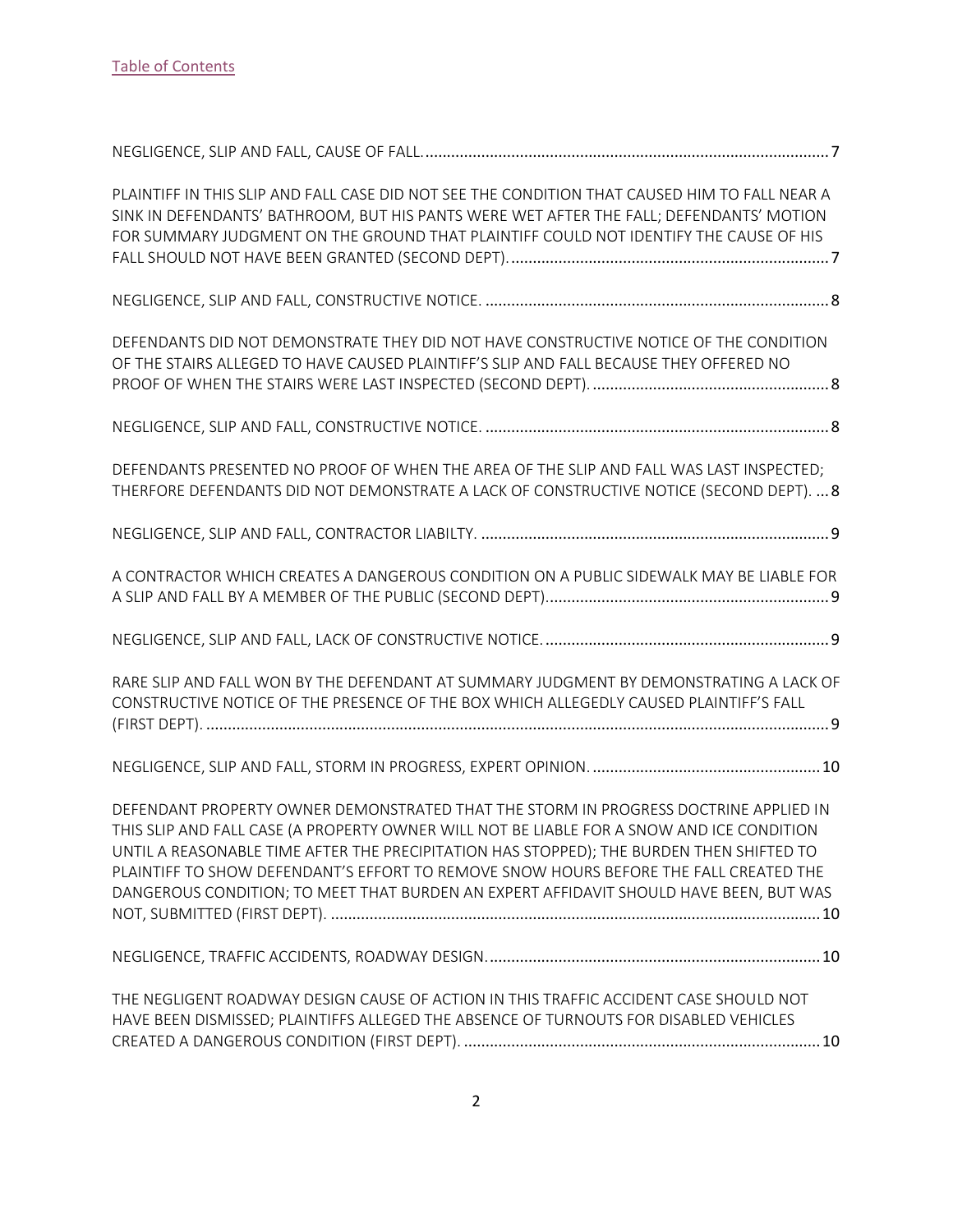[Table of Contents](#)

NEGLIGENCE, SLIP AND FALL, CAUSE OF FALL. .......... 7

PLAINTIFF IN THIS SLIP AND FALL CASE DID NOT SEE THE CONDITION THAT CAUSED HIM TO FALL NEAR A SINK IN DEFENDANTS' BATHROOM, BUT HIS PANTS WERE WET AFTER THE FALL; DEFENDANTS' MOTION FOR SUMMARY JUDGMENT ON THE GROUND THAT PLAINTIFF COULD NOT IDENTIFY THE CAUSE OF HIS FALL SHOULD NOT HAVE BEEN GRANTED (SECOND DEPT). .......... 7

NEGLIGENCE, SLIP AND FALL, CONSTRUCTIVE NOTICE. .......... 8

DEFENDANTS DID NOT DEMONSTRATE THEY DID NOT HAVE CONSTRUCTIVE NOTICE OF THE CONDITION OF THE STAIRS ALLEGED TO HAVE CAUSED PLAINTIFF'S SLIP AND FALL BECAUSE THEY OFFERED NO PROOF OF WHEN THE STAIRS WERE LAST INSPECTED (SECOND DEPT). .......... 8

NEGLIGENCE, SLIP AND FALL, CONSTRUCTIVE NOTICE. .......... 8

DEFENDANTS PRESENTED NO PROOF OF WHEN THE AREA OF THE SLIP AND FALL WAS LAST INSPECTED; THERFORE DEFENDANTS DID NOT DEMONSTRATE A LACK OF CONSTRUCTIVE NOTICE (SECOND DEPT). ... 8

NEGLIGENCE, SLIP AND FALL, CONTRACTOR LIABILTY. .......... 9

A CONTRACTOR WHICH CREATES A DANGEROUS CONDITION ON A PUBLIC SIDEWALK MAY BE LIABLE FOR A SLIP AND FALL BY A MEMBER OF THE PUBLIC (SECOND DEPT). .......... 9

NEGLIGENCE, SLIP AND FALL, LACK OF CONSTRUCTIVE NOTICE. .......... 9

RARE SLIP AND FALL WON BY THE DEFENDANT AT SUMMARY JUDGMENT BY DEMONSTRATING A LACK OF CONSTRUCTIVE NOTICE OF THE PRESENCE OF THE BOX WHICH ALLEGEDLY CAUSED PLAINTIFF'S FALL (FIRST DEPT). .......... 9

NEGLIGENCE, SLIP AND FALL, STORM IN PROGRESS, EXPERT OPINION. .......... 10

DEFENDANT PROPERTY OWNER DEMONSTRATED THAT THE STORM IN PROGRESS DOCTRINE APPLIED IN THIS SLIP AND FALL CASE (A PROPERTY OWNER WILL NOT BE LIABLE FOR A SNOW AND ICE CONDITION UNTIL A REASONABLE TIME AFTER THE PRECIPITATION HAS STOPPED); THE BURDEN THEN SHIFTED TO PLAINTIFF TO SHOW DEFENDANT'S EFFORT TO REMOVE SNOW HOURS BEFORE THE FALL CREATED THE DANGEROUS CONDITION; TO MEET THAT BURDEN AN EXPERT AFFIDAVIT SHOULD HAVE BEEN, BUT WAS NOT, SUBMITTED (FIRST DEPT). .......... 10

NEGLIGENCE, TRAFFIC ACCIDENTS, ROADWAY DESIGN. .......... 10

THE NEGLIGENT ROADWAY DESIGN CAUSE OF ACTION IN THIS TRAFFIC ACCIDENT CASE SHOULD NOT HAVE BEEN DISMISSED; PLAINTIFFS ALLEGED THE ABSENCE OF TURNOUTS FOR DISABLED VEHICLES CREATED A DANGEROUS CONDITION (FIRST DEPT). .......... 10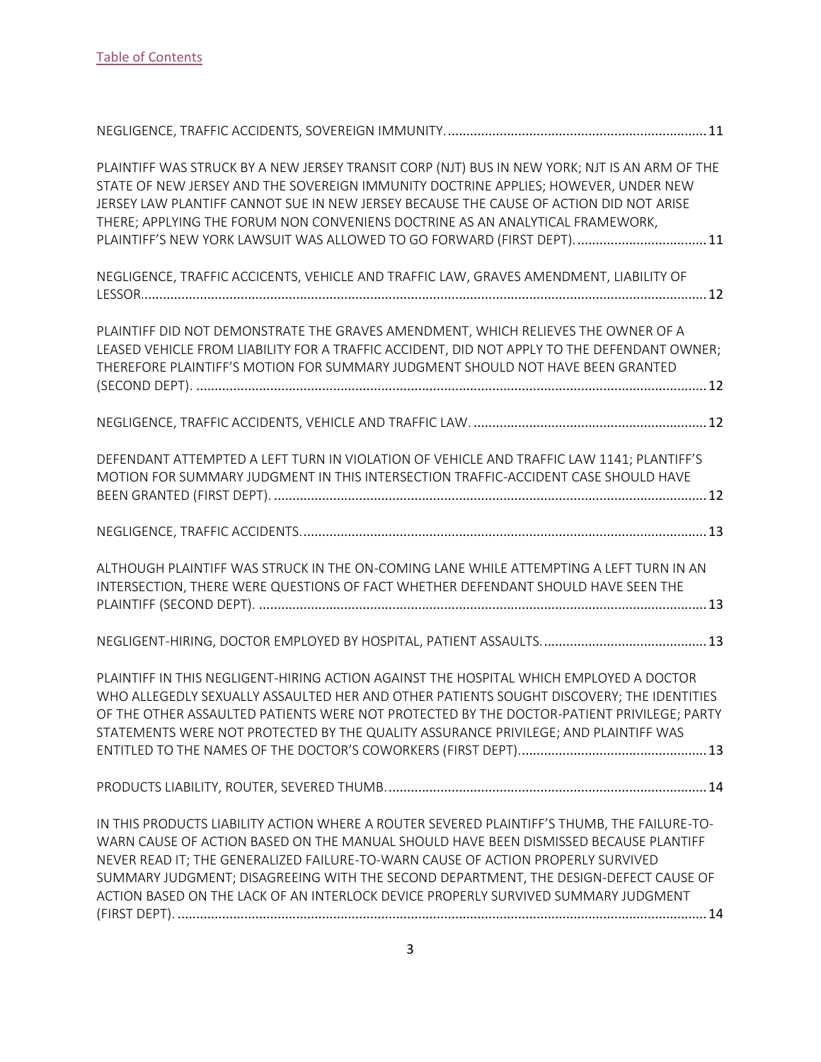[Table of Contents](#)

NEGLIGENCE, TRAFFIC ACCIDENTS, SOVEREIGN IMMUNITY. ..................................................................... 11

PLAINTIFF WAS STRUCK BY A NEW JERSEY TRANSIT CORP (NJT) BUS IN NEW YORK; NJT IS AN ARM OF THE STATE OF NEW JERSEY AND THE SOVEREIGN IMMUNITY DOCTRINE APPLIES; HOWEVER, UNDER NEW JERSEY LAW PLAINTIFF CANNOT SUE IN NEW JERSEY BECAUSE THE CAUSE OF ACTION DID NOT ARISE THERE; APPLYING THE FORUM NON CONVENIENS DOCTRINE AS AN ANALYTICAL FRAMEWORK, PLAINTIFF'S NEW YORK LAWSUIT WAS ALLOWED TO GO FORWARD (FIRST DEPT). .................................. 11

NEGLIGENCE, TRAFFIC ACCICENTS, VEHICLE AND TRAFFIC LAW, GRAVES AMENDMENT, LIABILITY OF LESSOR........................................................................................................................................ 12

PLAINTIFF DID NOT DEMONSTRATE THE GRAVES AMENDMENT, WHICH RELIEVES THE OWNER OF A LEASED VEHICLE FROM LIABILITY FOR A TRAFFIC ACCIDENT, DID NOT APPLY TO THE DEFENDANT OWNER; THEREFORE PLAINTIFF'S MOTION FOR SUMMARY JUDGMENT SHOULD NOT HAVE BEEN GRANTED (SECOND DEPT). ......................................................................................................................... 12

NEGLIGENCE, TRAFFIC ACCIDENTS, VEHICLE AND TRAFFIC LAW. ............................................................... 12

DEFENDANT ATTEMPTED A LEFT TURN IN VIOLATION OF VEHICLE AND TRAFFIC LAW 1141; PLAINTIFF'S MOTION FOR SUMMARY JUDGMENT IN THIS INTERSECTION TRAFFIC-ACCIDENT CASE SHOULD HAVE BEEN GRANTED (FIRST DEPT). .................................................................................................................... 12

NEGLIGENCE, TRAFFIC ACCIDENTS. ............................................................................................................ 13

ALTHOUGH PLAINTIFF WAS STRUCK IN THE ON-COMING LANE WHILE ATTEMPTING A LEFT TURN IN AN INTERSECTION, THERE WERE QUESTIONS OF FACT WHETHER DEFENDANT SHOULD HAVE SEEN THE PLAINTIFF (SECOND DEPT). ........................................................................................................................ 13

NEGLIGENT-HIRING, DOCTOR EMPLOYED BY HOSPITAL, PATIENT ASSAULTS. ............................................ 13

PLAINTIFF IN THIS NEGLIGENT-HIRING ACTION AGAINST THE HOSPITAL WHICH EMPLOYED A DOCTOR WHO ALLEGEDLY SEXUALLY ASSAULTED HER AND OTHER PATIENTS SOUGHT DISCOVERY; THE IDENTITIES OF THE OTHER ASSAULTED PATIENTS WERE NOT PROTECTED BY THE DOCTOR-PATIENT PRIVILEGE; PARTY STATEMENTS WERE NOT PROTECTED BY THE QUALITY ASSURANCE PRIVILEGE; AND PLAINTIFF WAS ENTITLED TO THE NAMES OF THE DOCTOR'S COWORKERS (FIRST DEPT). .................................................. 13

PRODUCTS LIABILITY, ROUTER, SEVERED THUMB. ...................................................................................... 14

IN THIS PRODUCTS LIABILITY ACTION WHERE A ROUTER SEVERED PLAINTIFF'S THUMB, THE FAILURE-TO-WARN CAUSE OF ACTION BASED ON THE MANUAL SHOULD HAVE BEEN DISMISSED BECAUSE PLANTIFF NEVER READ IT; THE GENERALIZED FAILURE-TO-WARN CAUSE OF ACTION PROPERLY SURVIVED SUMMARY JUDGMENT; DISAGREEING WITH THE SECOND DEPARTMENT, THE DESIGN-DEFECT CAUSE OF ACTION BASED ON THE LACK OF AN INTERLOCK DEVICE PROPERLY SURVIVED SUMMARY JUDGMENT (FIRST DEPT). ............................................................................................................................ 14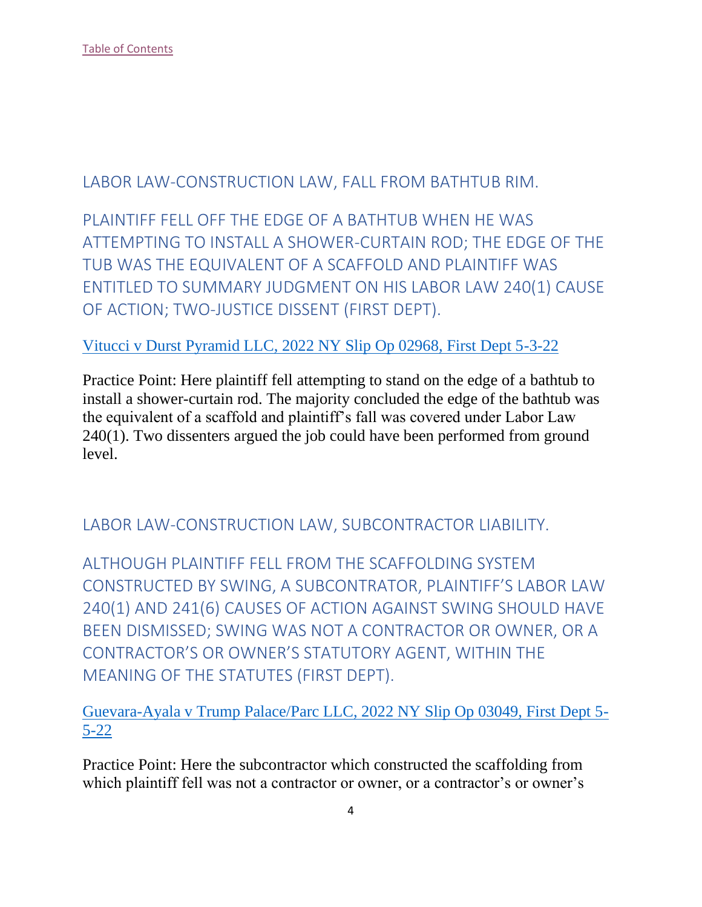[Table of Contents](#)

## LABOR LAW-CONSTRUCTION LAW, FALL FROM BATHTUB RIM.

### PLAINTIFF FELL OFF THE EDGE OF A BATHTUB WHEN HE WAS ATTEMPTING TO INSTALL A SHOWER-CURTAIN ROD; THE EDGE OF THE TUB WAS THE EQUIVALENT OF A SCAFFOLD AND PLAINTIFF WAS ENTITLED TO SUMMARY JUDGMENT ON HIS LABOR LAW 240(1) CAUSE OF ACTION; TWO-JUSTICE DISSENT (FIRST DEPT).

[Vitucci v Durst Pyramid LLC, 2022 NY Slip Op 02968, First Dept 5-3-22](#)

Practice Point: Here plaintiff fell attempting to stand on the edge of a bathtub to install a shower-curtain rod. The majority concluded the edge of the bathtub was the equivalent of a scaffold and plaintiff's fall was covered under Labor Law 240(1). Two dissenters argued the job could have been performed from ground level.

## LABOR LAW-CONSTRUCTION LAW, SUBCONTRACTOR LIABILITY.

### ALTHOUGH PLAINTIFF FELL FROM THE SCAFFOLDING SYSTEM CONSTRUCTED BY SWING, A SUBCONTRATOR, PLAINTIFF'S LABOR LAW 240(1) AND 241(6) CAUSES OF ACTION AGAINST SWING SHOULD HAVE BEEN DISMISSED; SWING WAS NOT A CONTRACTOR OR OWNER, OR A CONTRACTOR'S OR OWNER'S STATUTORY AGENT, WITHIN THE MEANING OF THE STATUTES (FIRST DEPT).

[Guevara-Ayala v Trump Palace/Parc LLC, 2022 NY Slip Op 03049, First Dept 5-5-22](#)

Practice Point: Here the subcontractor which constructed the scaffolding from which plaintiff fell was not a contractor or owner, or a contractor's or owner's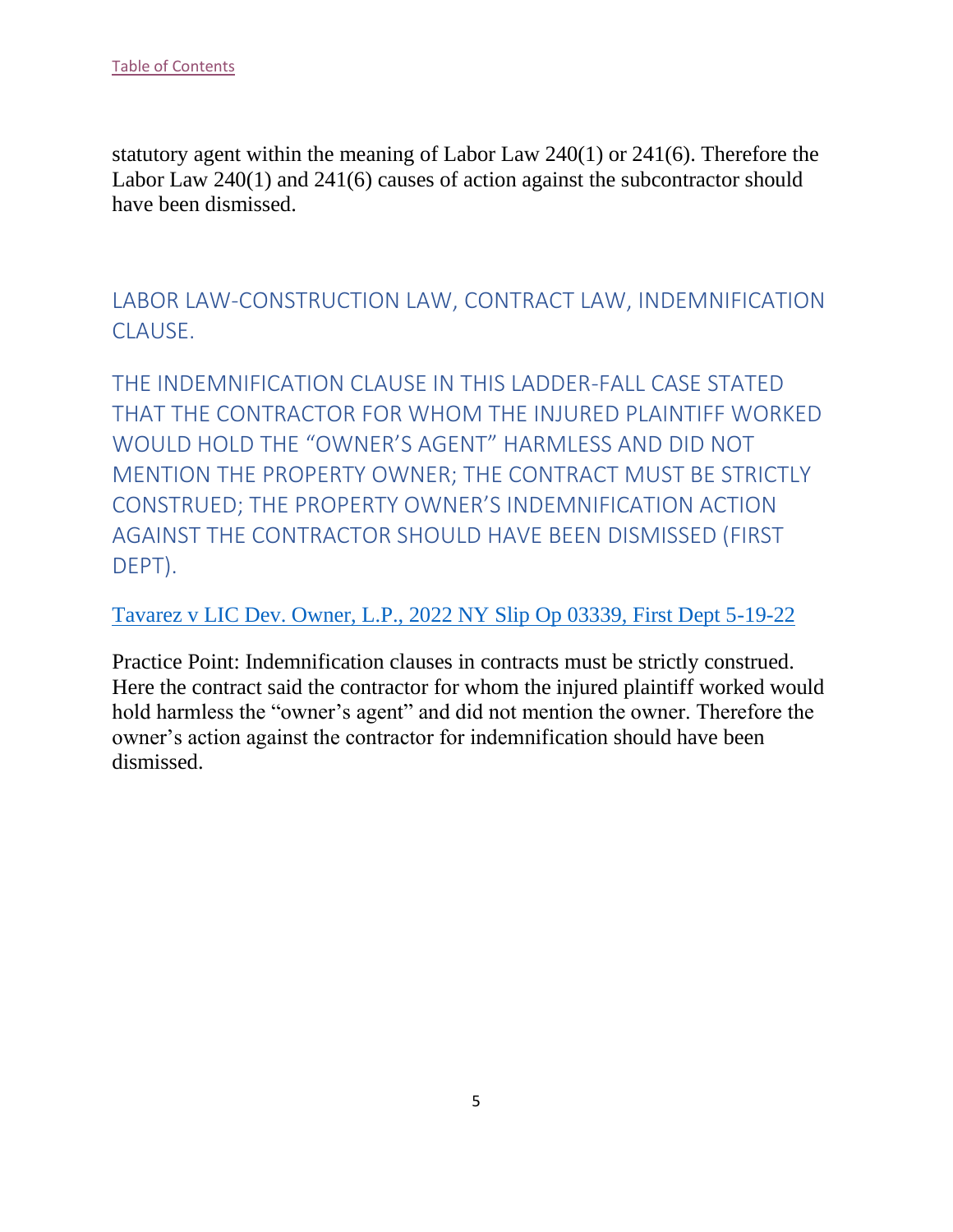statutory agent within the meaning of Labor Law 240(1) or 241(6). Therefore the Labor Law 240(1) and 241(6) causes of action against the subcontractor should have been dismissed.

## LABOR LAW-CONSTRUCTION LAW, CONTRACT LAW, INDEMNIFICATION CLAUSE.

### THE INDEMNIFICATION CLAUSE IN THIS LADDER-FALL CASE STATED THAT THE CONTRACTOR FOR WHOM THE INJURED PLAINTIFF WORKED WOULD HOLD THE "OWNER'S AGENT" HARMLESS AND DID NOT MENTION THE PROPERTY OWNER; THE CONTRACT MUST BE STRICTLY CONSTRUED; THE PROPERTY OWNER'S INDEMNIFICATION ACTION AGAINST THE CONTRACTOR SHOULD HAVE BEEN DISMISSED (FIRST DEPT).

Tavarez v LIC Dev. Owner, L.P., 2022 NY Slip Op 03339, First Dept 5-19-22

Practice Point: Indemnification clauses in contracts must be strictly construed. Here the contract said the contractor for whom the injured plaintiff worked would hold harmless the "owner's agent" and did not mention the owner. Therefore the owner's action against the contractor for indemnification should have been dismissed.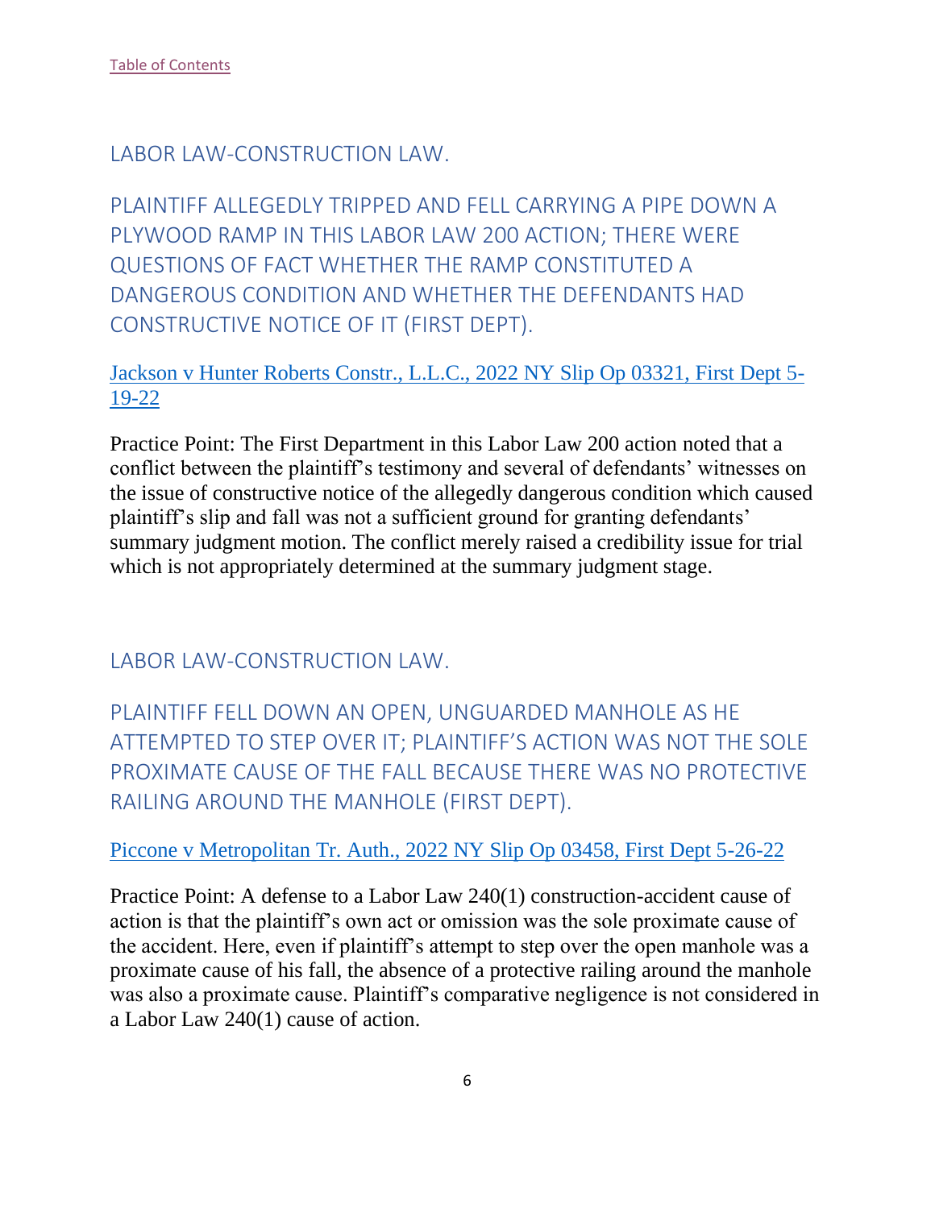[Table of Contents](#)

## LABOR LAW-CONSTRUCTION LAW.

### PLAINTIFF ALLEGEDLY TRIPPED AND FELL CARRYING A PIPE DOWN A PLYWOOD RAMP IN THIS LABOR LAW 200 ACTION; THERE WERE QUESTIONS OF FACT WHETHER THE RAMP CONSTITUTED A DANGEROUS CONDITION AND WHETHER THE DEFENDANTS HAD CONSTRUCTIVE NOTICE OF IT (FIRST DEPT).

[Jackson v Hunter Roberts Constr., L.L.C., 2022 NY Slip Op 03321, First Dept 5-19-22](#)

Practice Point: The First Department in this Labor Law 200 action noted that a conflict between the plaintiff's testimony and several of defendants' witnesses on the issue of constructive notice of the allegedly dangerous condition which caused plaintiff's slip and fall was not a sufficient ground for granting defendants' summary judgment motion. The conflict merely raised a credibility issue for trial which is not appropriately determined at the summary judgment stage.

## LABOR LAW-CONSTRUCTION LAW.

### PLAINTIFF FELL DOWN AN OPEN, UNGUARDED MANHOLE AS HE ATTEMPTED TO STEP OVER IT; PLAINTIFF'S ACTION WAS NOT THE SOLE PROXIMATE CAUSE OF THE FALL BECAUSE THERE WAS NO PROTECTIVE RAILING AROUND THE MANHOLE (FIRST DEPT).

[Piccone v Metropolitan Tr. Auth., 2022 NY Slip Op 03458, First Dept 5-26-22](#)

Practice Point: A defense to a Labor Law 240(1) construction-accident cause of action is that the plaintiff's own act or omission was the sole proximate cause of the accident. Here, even if plaintiff's attempt to step over the open manhole was a proximate cause of his fall, the absence of a protective railing around the manhole was also a proximate cause. Plaintiff's comparative negligence is not considered in a Labor Law 240(1) cause of action.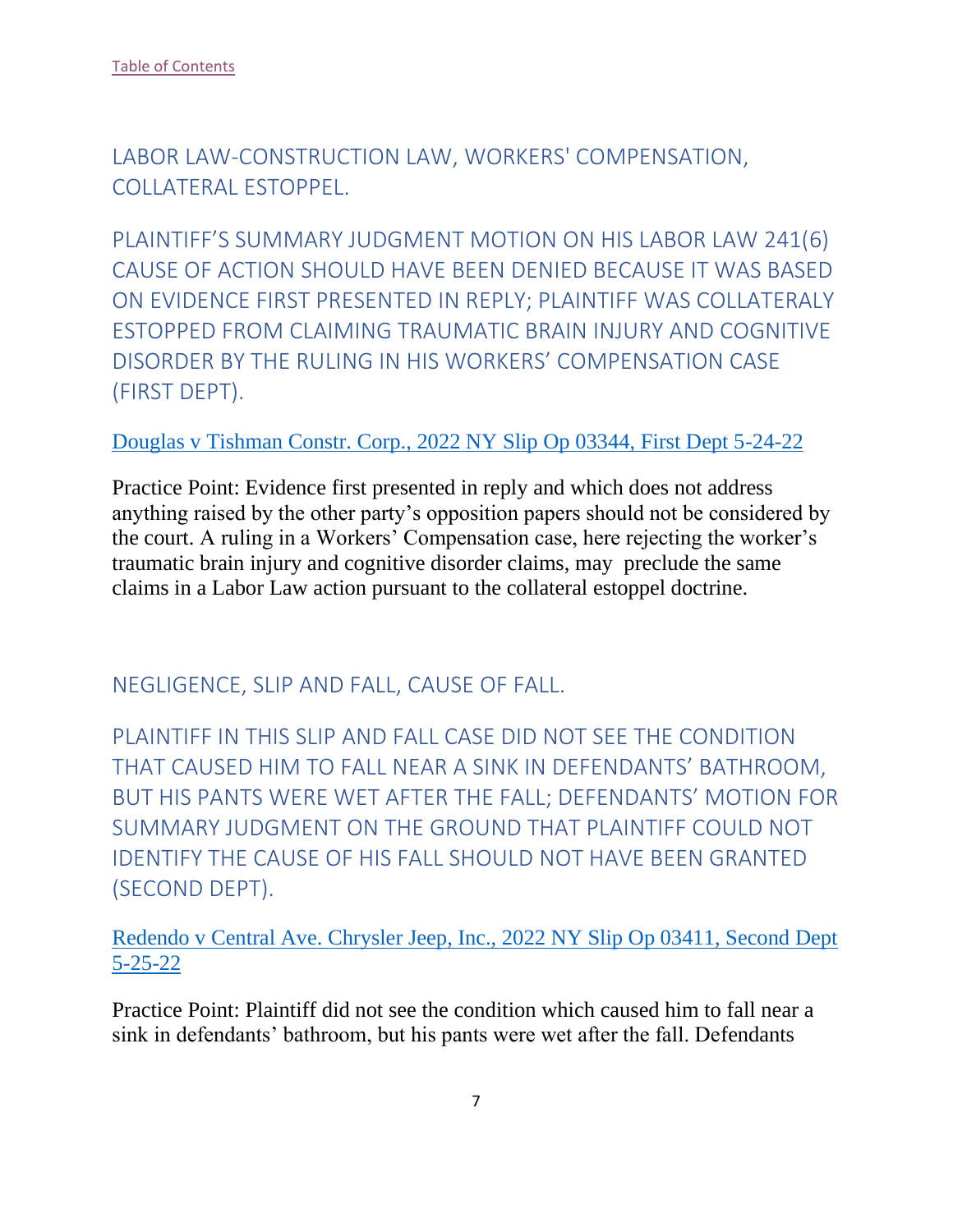[Table of Contents]

## LABOR LAW-CONSTRUCTION LAW, WORKERS' COMPENSATION, COLLATERAL ESTOPPEL.

## PLAINTIFF'S SUMMARY JUDGMENT MOTION ON HIS LABOR LAW 241(6) CAUSE OF ACTION SHOULD HAVE BEEN DENIED BECAUSE IT WAS BASED ON EVIDENCE FIRST PRESENTED IN REPLY; PLAINTIFF WAS COLLATERALY ESTOPPED FROM CLAIMING TRAUMATIC BRAIN INJURY AND COGNITIVE DISORDER BY THE RULING IN HIS WORKERS' COMPENSATION CASE (FIRST DEPT).

[Douglas v Tishman Constr. Corp., 2022 NY Slip Op 03344, First Dept 5-24-22]

Practice Point: Evidence first presented in reply and which does not address anything raised by the other party's opposition papers should not be considered by the court. A ruling in a Workers' Compensation case, here rejecting the worker's traumatic brain injury and cognitive disorder claims, may preclude the same claims in a Labor Law action pursuant to the collateral estoppel doctrine.

## NEGLIGENCE, SLIP AND FALL, CAUSE OF FALL.

## PLAINTIFF IN THIS SLIP AND FALL CASE DID NOT SEE THE CONDITION THAT CAUSED HIM TO FALL NEAR A SINK IN DEFENDANTS' BATHROOM, BUT HIS PANTS WERE WET AFTER THE FALL; DEFENDANTS' MOTION FOR SUMMARY JUDGMENT ON THE GROUND THAT PLAINTIFF COULD NOT IDENTIFY THE CAUSE OF HIS FALL SHOULD NOT HAVE BEEN GRANTED (SECOND DEPT).

[Redendo v Central Ave. Chrysler Jeep, Inc., 2022 NY Slip Op 03411, Second Dept 5-25-22]

Practice Point: Plaintiff did not see the condition which caused him to fall near a sink in defendants' bathroom, but his pants were wet after the fall. Defendants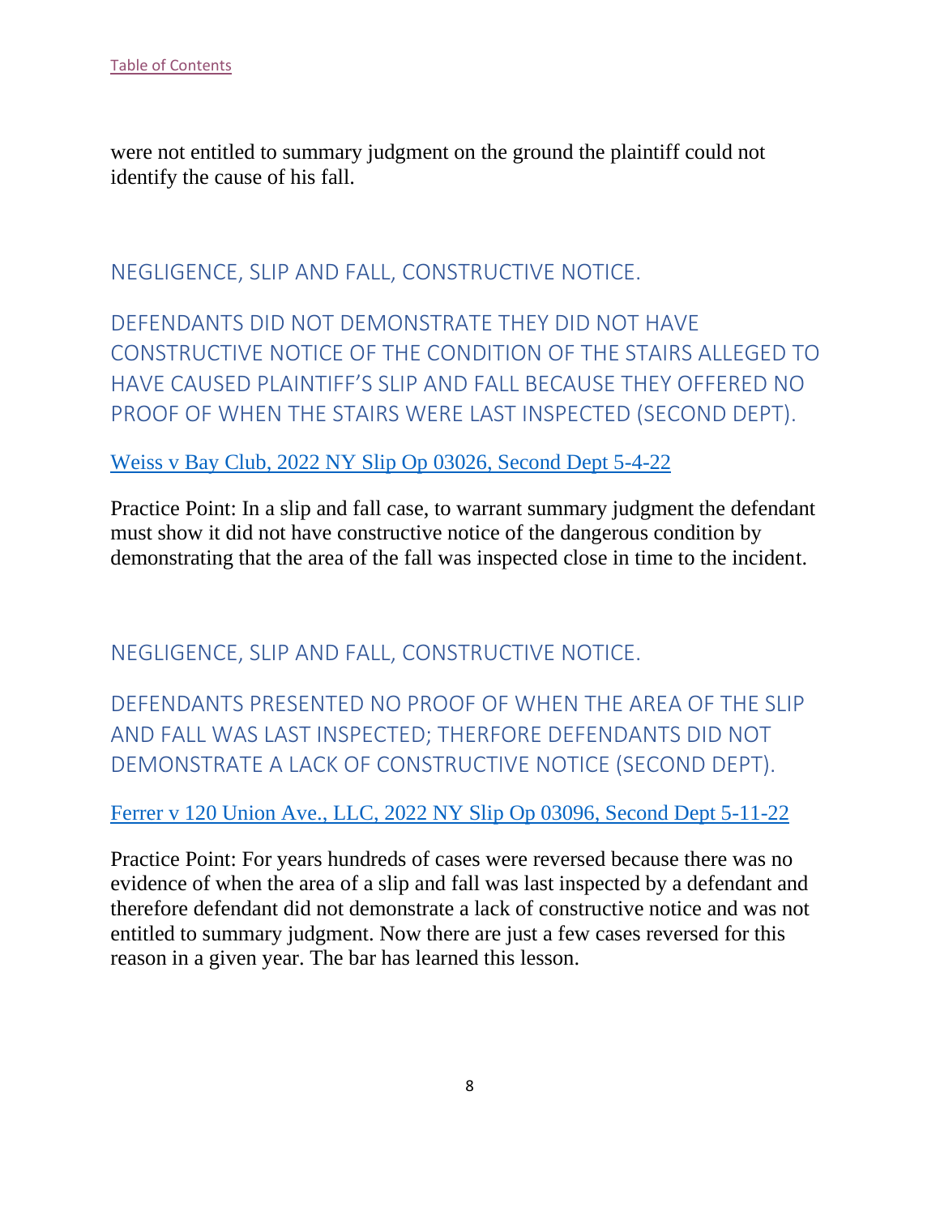were not entitled to summary judgment on the ground the plaintiff could not identify the cause of his fall.

### NEGLIGENCE, SLIP AND FALL, CONSTRUCTIVE NOTICE.

### DEFENDANTS DID NOT DEMONSTRATE THEY DID NOT HAVE CONSTRUCTIVE NOTICE OF THE CONDITION OF THE STAIRS ALLEGED TO HAVE CAUSED PLAINTIFF'S SLIP AND FALL BECAUSE THEY OFFERED NO PROOF OF WHEN THE STAIRS WERE LAST INSPECTED (SECOND DEPT).

Weiss v Bay Club, 2022 NY Slip Op 03026, Second Dept 5-4-22

Practice Point: In a slip and fall case, to warrant summary judgment the defendant must show it did not have constructive notice of the dangerous condition by demonstrating that the area of the fall was inspected close in time to the incident.

### NEGLIGENCE, SLIP AND FALL, CONSTRUCTIVE NOTICE.

### DEFENDANTS PRESENTED NO PROOF OF WHEN THE AREA OF THE SLIP AND FALL WAS LAST INSPECTED; THERFORE DEFENDANTS DID NOT DEMONSTRATE A LACK OF CONSTRUCTIVE NOTICE (SECOND DEPT).

Ferrer v 120 Union Ave., LLC, 2022 NY Slip Op 03096, Second Dept 5-11-22

Practice Point: For years hundreds of cases were reversed because there was no evidence of when the area of a slip and fall was last inspected by a defendant and therefore defendant did not demonstrate a lack of constructive notice and was not entitled to summary judgment. Now there are just a few cases reversed for this reason in a given year. The bar has learned this lesson.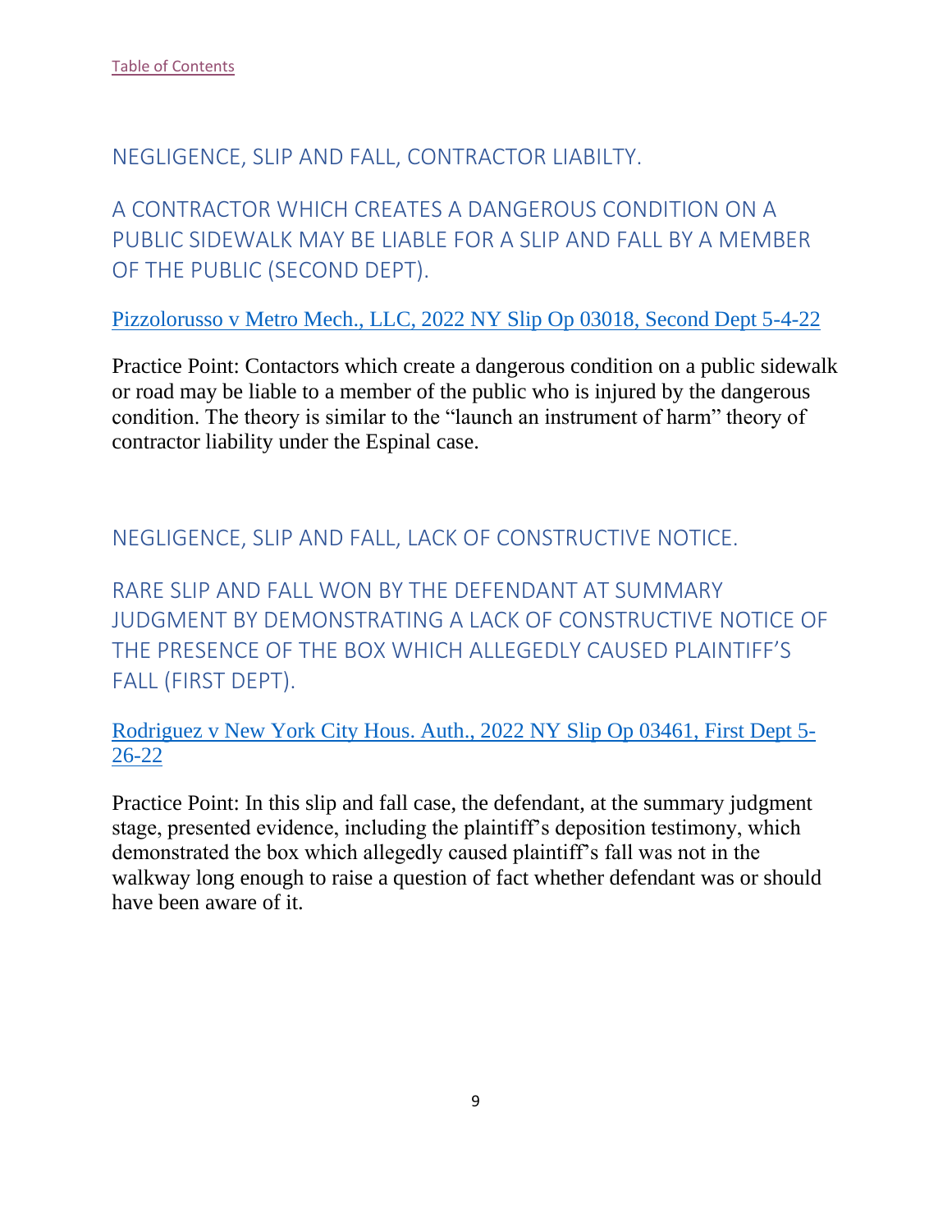[Table of Contents]

## NEGLIGENCE, SLIP AND FALL, CONTRACTOR LIABILTY.

## A CONTRACTOR WHICH CREATES A DANGEROUS CONDITION ON A PUBLIC SIDEWALK MAY BE LIABLE FOR A SLIP AND FALL BY A MEMBER OF THE PUBLIC (SECOND DEPT).

[Pizzolorusso v Metro Mech., LLC, 2022 NY Slip Op 03018, Second Dept 5-4-22]

Practice Point: Contactors which create a dangerous condition on a public sidewalk or road may be liable to a member of the public who is injured by the dangerous condition. The theory is similar to the "launch an instrument of harm" theory of contractor liability under the Espinal case.

## NEGLIGENCE, SLIP AND FALL, LACK OF CONSTRUCTIVE NOTICE.

## RARE SLIP AND FALL WON BY THE DEFENDANT AT SUMMARY JUDGMENT BY DEMONSTRATING A LACK OF CONSTRUCTIVE NOTICE OF THE PRESENCE OF THE BOX WHICH ALLEGEDLY CAUSED PLAINTIFF'S FALL (FIRST DEPT).

[Rodriguez v New York City Hous. Auth., 2022 NY Slip Op 03461, First Dept 5-26-22]

Practice Point: In this slip and fall case, the defendant, at the summary judgment stage, presented evidence, including the plaintiff's deposition testimony, which demonstrated the box which allegedly caused plaintiff's fall was not in the walkway long enough to raise a question of fact whether defendant was or should have been aware of it.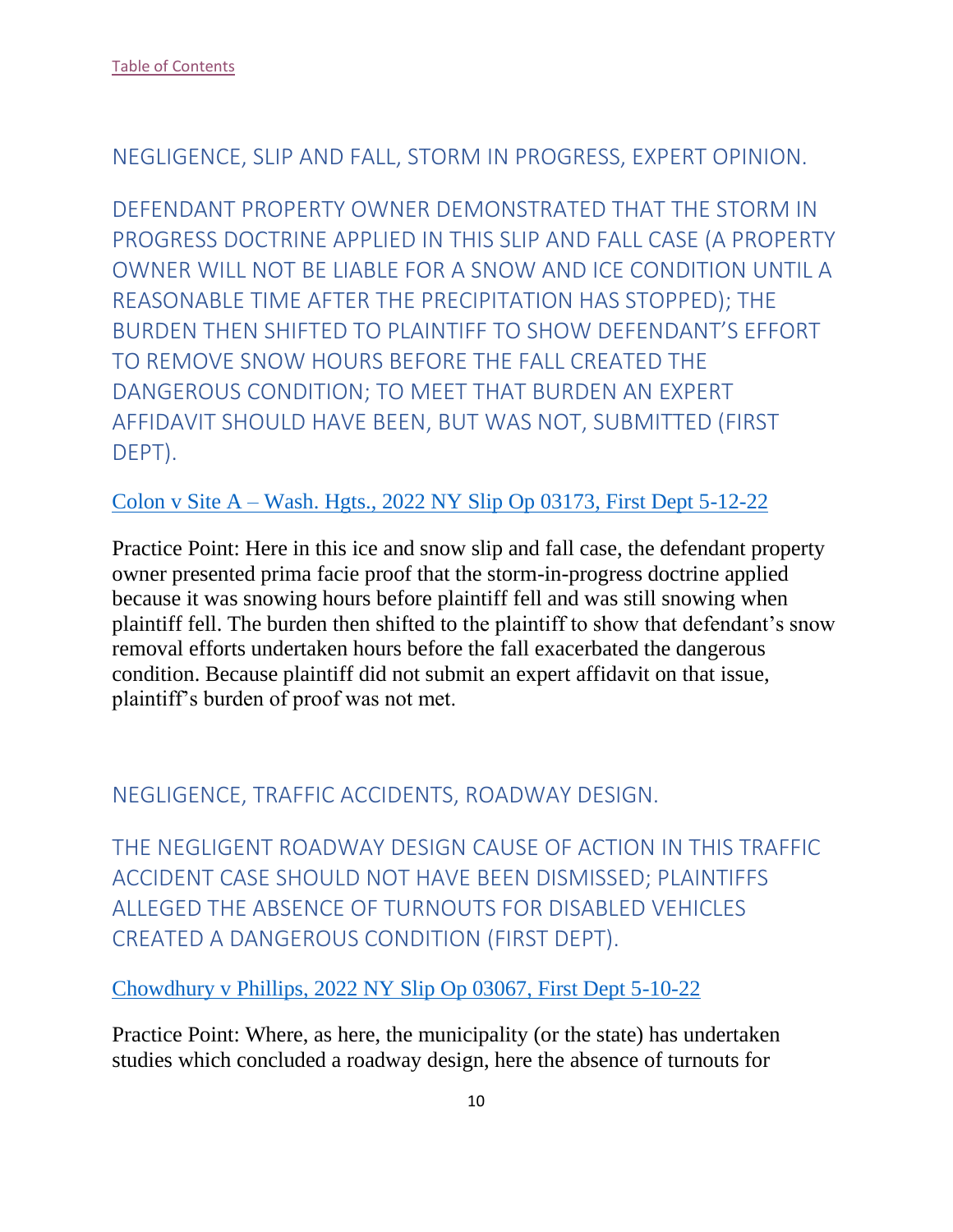[Table of Contents](#)

## NEGLIGENCE, SLIP AND FALL, STORM IN PROGRESS, EXPERT OPINION.

## DEFENDANT PROPERTY OWNER DEMONSTRATED THAT THE STORM IN PROGRESS DOCTRINE APPLIED IN THIS SLIP AND FALL CASE (A PROPERTY OWNER WILL NOT BE LIABLE FOR A SNOW AND ICE CONDITION UNTIL A REASONABLE TIME AFTER THE PRECIPITATION HAS STOPPED); THE BURDEN THEN SHIFTED TO PLAINTIFF TO SHOW DEFENDANT'S EFFORT TO REMOVE SNOW HOURS BEFORE THE FALL CREATED THE DANGEROUS CONDITION; TO MEET THAT BURDEN AN EXPERT AFFIDAVIT SHOULD HAVE BEEN, BUT WAS NOT, SUBMITTED (FIRST DEPT).

[Colon v Site A – Wash. Hgts., 2022 NY Slip Op 03173, First Dept 5-12-22](#)

Practice Point: Here in this ice and snow slip and fall case, the defendant property owner presented prima facie proof that the storm-in-progress doctrine applied because it was snowing hours before plaintiff fell and was still snowing when plaintiff fell. The burden then shifted to the plaintiff to show that defendant's snow removal efforts undertaken hours before the fall exacerbated the dangerous condition. Because plaintiff did not submit an expert affidavit on that issue, plaintiff's burden of proof was not met.

## NEGLIGENCE, TRAFFIC ACCIDENTS, ROADWAY DESIGN.

## THE NEGLIGENT ROADWAY DESIGN CAUSE OF ACTION IN THIS TRAFFIC ACCIDENT CASE SHOULD NOT HAVE BEEN DISMISSED; PLAINTIFFS ALLEGED THE ABSENCE OF TURNOUTS FOR DISABLED VEHICLES CREATED A DANGEROUS CONDITION (FIRST DEPT).

[Chowdhury v Phillips, 2022 NY Slip Op 03067, First Dept 5-10-22](#)

Practice Point: Where, as here, the municipality (or the state) has undertaken studies which concluded a roadway design, here the absence of turnouts for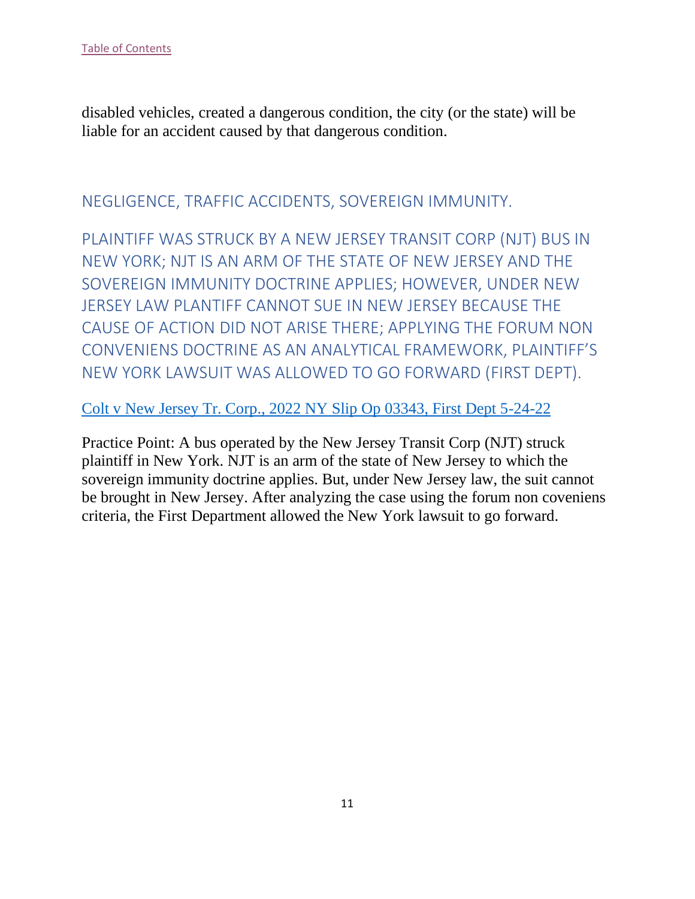disabled vehicles, created a dangerous condition, the city (or the state) will be liable for an accident caused by that dangerous condition.

## NEGLIGENCE, TRAFFIC ACCIDENTS, SOVEREIGN IMMUNITY.

## PLAINTIFF WAS STRUCK BY A NEW JERSEY TRANSIT CORP (NJT) BUS IN NEW YORK; NJT IS AN ARM OF THE STATE OF NEW JERSEY AND THE SOVEREIGN IMMUNITY DOCTRINE APPLIES; HOWEVER, UNDER NEW JERSEY LAW PLANTIFF CANNOT SUE IN NEW JERSEY BECAUSE THE CAUSE OF ACTION DID NOT ARISE THERE; APPLYING THE FORUM NON CONVENIENS DOCTRINE AS AN ANALYTICAL FRAMEWORK, PLAINTIFF'S NEW YORK LAWSUIT WAS ALLOWED TO GO FORWARD (FIRST DEPT).

Colt v New Jersey Tr. Corp., 2022 NY Slip Op 03343, First Dept 5-24-22

Practice Point: A bus operated by the New Jersey Transit Corp (NJT) struck plaintiff in New York. NJT is an arm of the state of New Jersey to which the sovereign immunity doctrine applies. But, under New Jersey law, the suit cannot be brought in New Jersey. After analyzing the case using the forum non coveniens criteria, the First Department allowed the New York lawsuit to go forward.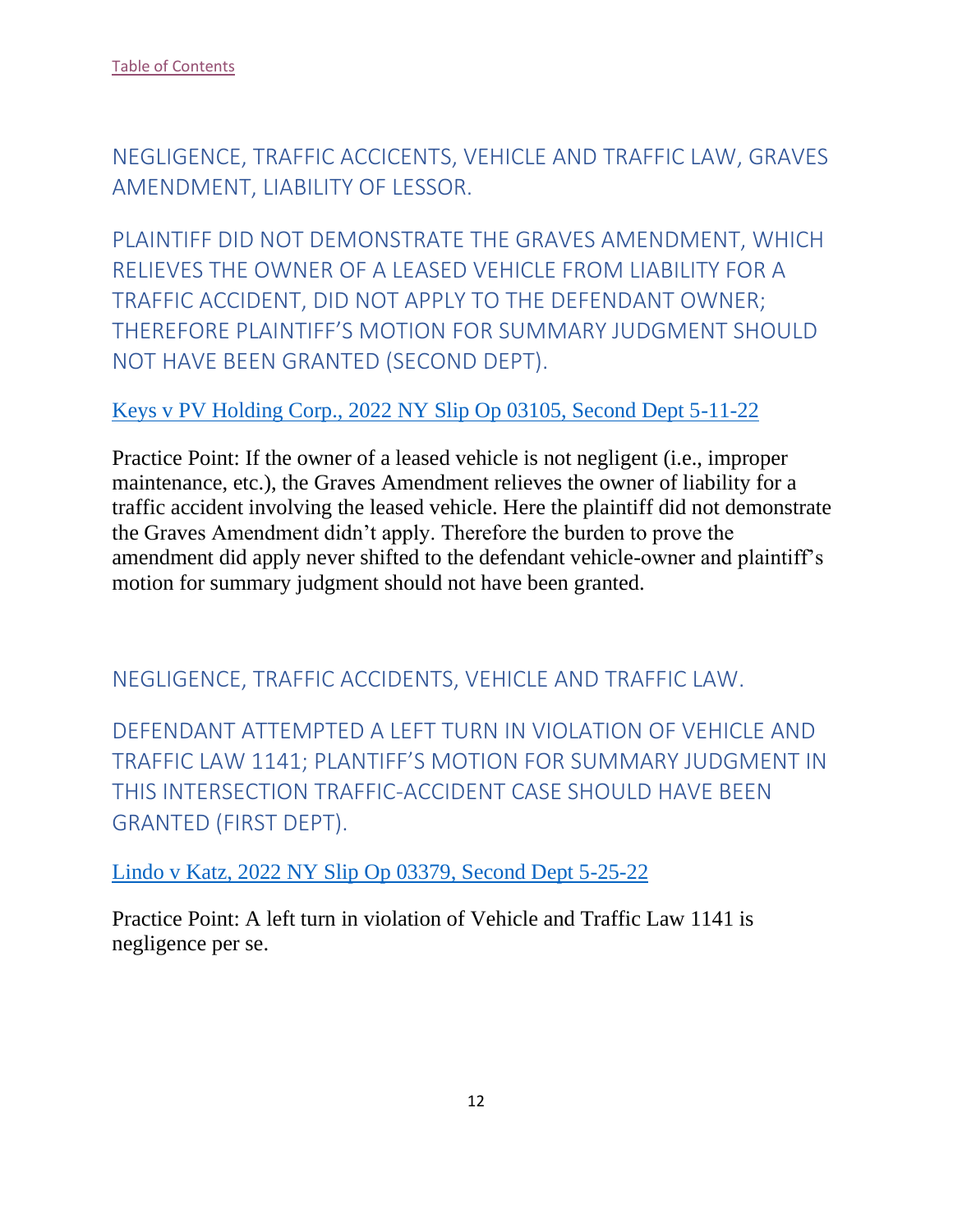[Table of Contents](#)

## NEGLIGENCE, TRAFFIC ACCICENTS, VEHICLE AND TRAFFIC LAW, GRAVES AMENDMENT, LIABILITY OF LESSOR.

## PLAINTIFF DID NOT DEMONSTRATE THE GRAVES AMENDMENT, WHICH RELIEVES THE OWNER OF A LEASED VEHICLE FROM LIABILITY FOR A TRAFFIC ACCIDENT, DID NOT APPLY TO THE DEFENDANT OWNER; THEREFORE PLAINTIFF'S MOTION FOR SUMMARY JUDGMENT SHOULD NOT HAVE BEEN GRANTED (SECOND DEPT).

[Keys v PV Holding Corp., 2022 NY Slip Op 03105, Second Dept 5-11-22](#)

Practice Point: If the owner of a leased vehicle is not negligent (i.e., improper maintenance, etc.), the Graves Amendment relieves the owner of liability for a traffic accident involving the leased vehicle. Here the plaintiff did not demonstrate the Graves Amendment didn't apply. Therefore the burden to prove the amendment did apply never shifted to the defendant vehicle-owner and plaintiff's motion for summary judgment should not have been granted.

## NEGLIGENCE, TRAFFIC ACCIDENTS, VEHICLE AND TRAFFIC LAW.

## DEFENDANT ATTEMPTED A LEFT TURN IN VIOLATION OF VEHICLE AND TRAFFIC LAW 1141; PLANTIFF'S MOTION FOR SUMMARY JUDGMENT IN THIS INTERSECTION TRAFFIC-ACCIDENT CASE SHOULD HAVE BEEN GRANTED (FIRST DEPT).

[Lindo v Katz, 2022 NY Slip Op 03379, Second Dept 5-25-22](#)

Practice Point: A left turn in violation of Vehicle and Traffic Law 1141 is negligence per se.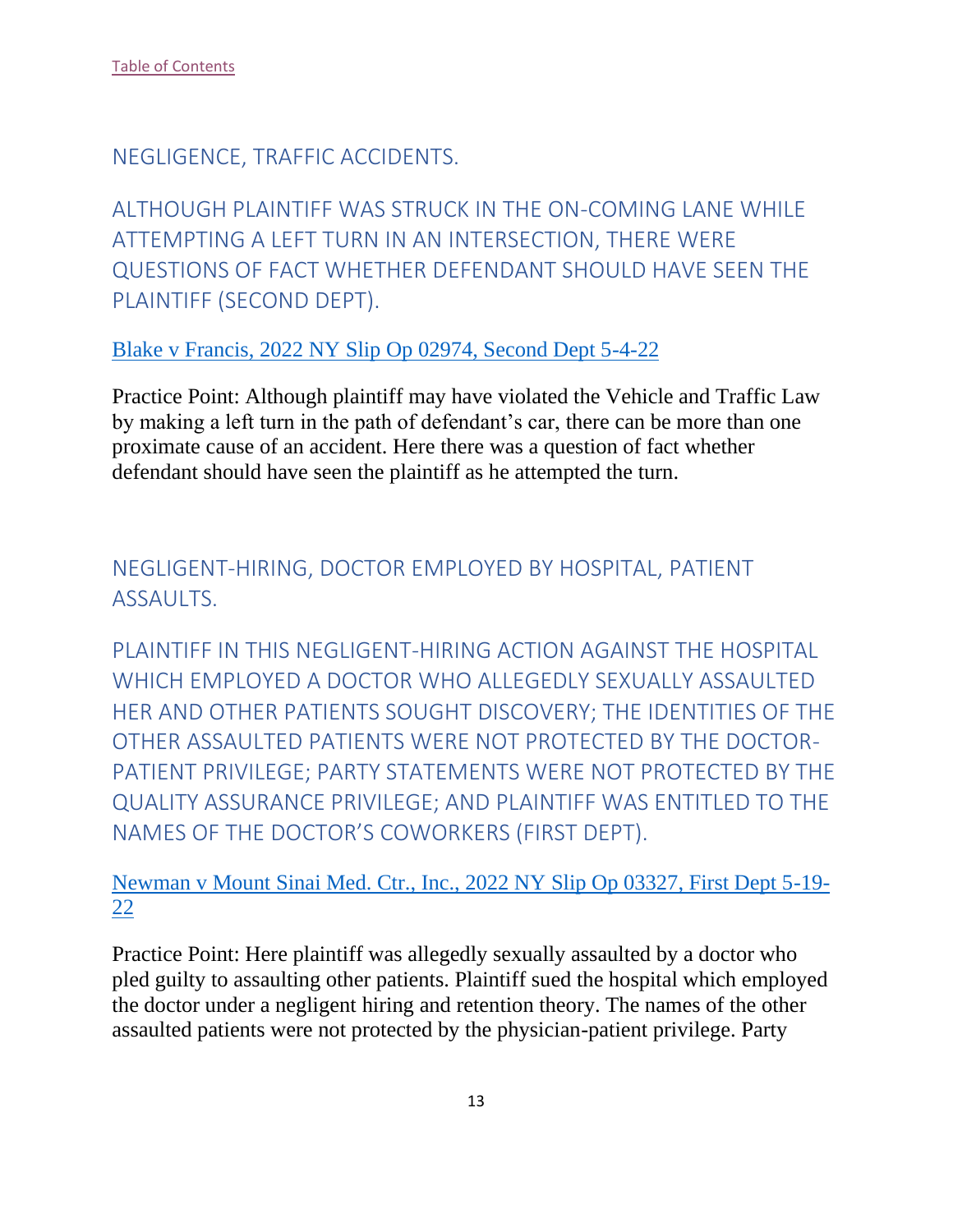[Table of Contents](#)

## NEGLIGENCE, TRAFFIC ACCIDENTS.

### ALTHOUGH PLAINTIFF WAS STRUCK IN THE ON-COMING LANE WHILE ATTEMPTING A LEFT TURN IN AN INTERSECTION, THERE WERE QUESTIONS OF FACT WHETHER DEFENDANT SHOULD HAVE SEEN THE PLAINTIFF (SECOND DEPT).

[Blake v Francis, 2022 NY Slip Op 02974, Second Dept 5-4-22](#)

Practice Point: Although plaintiff may have violated the Vehicle and Traffic Law by making a left turn in the path of defendant's car, there can be more than one proximate cause of an accident. Here there was a question of fact whether defendant should have seen the plaintiff as he attempted the turn.

## NEGLIGENT-HIRING, DOCTOR EMPLOYED BY HOSPITAL, PATIENT ASSAULTS.

### PLAINTIFF IN THIS NEGLIGENT-HIRING ACTION AGAINST THE HOSPITAL WHICH EMPLOYED A DOCTOR WHO ALLEGEDLY SEXUALLY ASSAULTED HER AND OTHER PATIENTS SOUGHT DISCOVERY; THE IDENTITIES OF THE OTHER ASSAULTED PATIENTS WERE NOT PROTECTED BY THE DOCTOR-PATIENT PRIVILEGE; PARTY STATEMENTS WERE NOT PROTECTED BY THE QUALITY ASSURANCE PRIVILEGE; AND PLAINTIFF WAS ENTITLED TO THE NAMES OF THE DOCTOR'S COWORKERS (FIRST DEPT).

[Newman v Mount Sinai Med. Ctr., Inc., 2022 NY Slip Op 03327, First Dept 5-19-22](#)

Practice Point: Here plaintiff was allegedly sexually assaulted by a doctor who pled guilty to assaulting other patients. Plaintiff sued the hospital which employed the doctor under a negligent hiring and retention theory. The names of the other assaulted patients were not protected by the physician-patient privilege. Party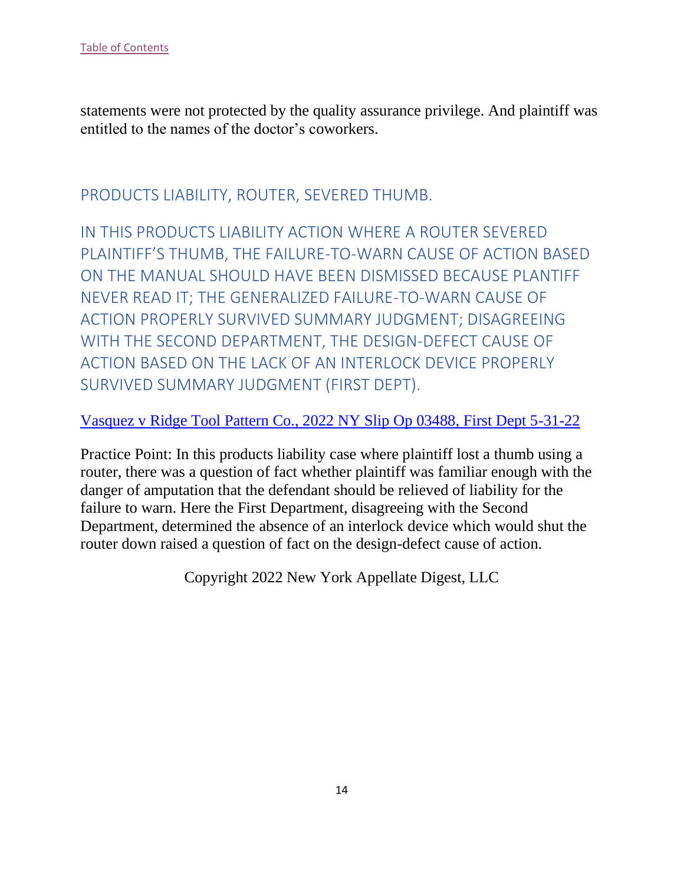statements were not protected by the quality assurance privilege. And plaintiff was entitled to the names of the doctor's coworkers.

## PRODUCTS LIABILITY, ROUTER, SEVERED THUMB.

### IN THIS PRODUCTS LIABILITY ACTION WHERE A ROUTER SEVERED PLAINTIFF'S THUMB, THE FAILURE-TO-WARN CAUSE OF ACTION BASED ON THE MANUAL SHOULD HAVE BEEN DISMISSED BECAUSE PLANTIFF NEVER READ IT; THE GENERALIZED FAILURE-TO-WARN CAUSE OF ACTION PROPERLY SURVIVED SUMMARY JUDGMENT; DISAGREEING WITH THE SECOND DEPARTMENT, THE DESIGN-DEFECT CAUSE OF ACTION BASED ON THE LACK OF AN INTERLOCK DEVICE PROPERLY SURVIVED SUMMARY JUDGMENT (FIRST DEPT).

Vasquez v Ridge Tool Pattern Co., 2022 NY Slip Op 03488, First Dept 5-31-22

Practice Point: In this products liability case where plaintiff lost a thumb using a router, there was a question of fact whether plaintiff was familiar enough with the danger of amputation that the defendant should be relieved of liability for the failure to warn. Here the First Department, disagreeing with the Second Department, determined the absence of an interlock device which would shut the router down raised a question of fact on the design-defect cause of action.

Copyright 2022 New York Appellate Digest, LLC